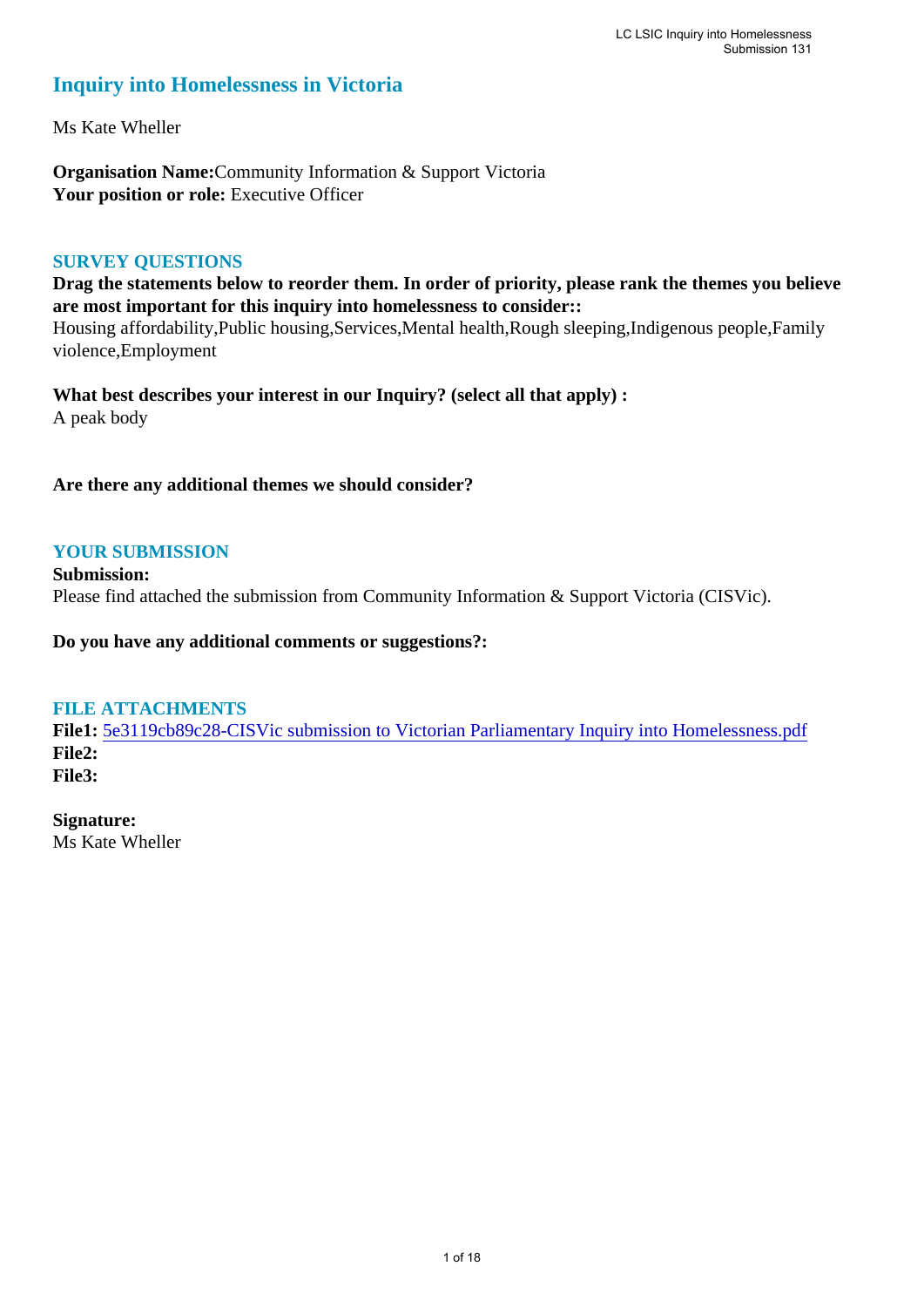# Inquiry into Homelessness in Victoria

Ms Kate Wheller

**Organisation Name:** Community Information & Support Victoria
**Your position or role:** Executive Officer

## SURVEY QUESTIONS

**Drag the statements below to reorder them. In order of priority, please rank the themes you believe are most important for this inquiry into homelessness to consider::**
Housing affordability,Public housing,Services,Mental health,Rough sleeping,Indigenous people,Family violence,Employment

**What best describes your interest in our Inquiry? (select all that apply) :**
A peak body

**Are there any additional themes we should consider?**

## YOUR SUBMISSION

**Submission:**
Please find attached the submission from Community Information & Support Victoria (CISVic).

**Do you have any additional comments or suggestions?:**

## FILE ATTACHMENTS

**File1:** 5e3119cb89c28-CISVic submission to Victorian Parliamentary Inquiry into Homelessness.pdf
**File2:**
**File3:**

**Signature:**
Ms Kate Wheller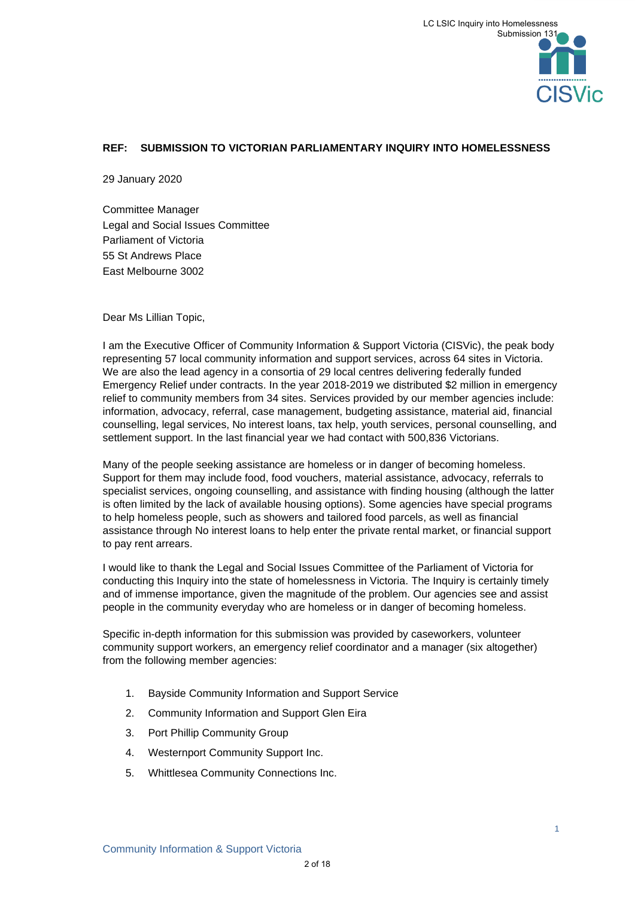**REF: SUBMISSION TO VICTORIAN PARLIAMENTARY INQUIRY INTO HOMELESSNESS**

29 January 2020

Committee Manager
Legal and Social Issues Committee
Parliament of Victoria
55 St Andrews Place
East Melbourne 3002

Dear Ms Lillian Topic,

I am the Executive Officer of Community Information & Support Victoria (CISVic), the peak body representing 57 local community information and support services, across 64 sites in Victoria. We are also the lead agency in a consortia of 29 local centres delivering federally funded Emergency Relief under contracts. In the year 2018-2019 we distributed $2 million in emergency relief to community members from 34 sites. Services provided by our member agencies include: information, advocacy, referral, case management, budgeting assistance, material aid, financial counselling, legal services, No interest loans, tax help, youth services, personal counselling, and settlement support. In the last financial year we had contact with 500,836 Victorians.

Many of the people seeking assistance are homeless or in danger of becoming homeless. Support for them may include food, food vouchers, material assistance, advocacy, referrals to specialist services, ongoing counselling, and assistance with finding housing (although the latter is often limited by the lack of available housing options). Some agencies have special programs to help homeless people, such as showers and tailored food parcels, as well as financial assistance through No interest loans to help enter the private rental market, or financial support to pay rent arrears.

I would like to thank the Legal and Social Issues Committee of the Parliament of Victoria for conducting this Inquiry into the state of homelessness in Victoria. The Inquiry is certainly timely and of immense importance, given the magnitude of the problem. Our agencies see and assist people in the community everyday who are homeless or in danger of becoming homeless.

Specific in-depth information for this submission was provided by caseworkers, volunteer community support workers, an emergency relief coordinator and a manager (six altogether) from the following member agencies:

1. Bayside Community Information and Support Service
2. Community Information and Support Glen Eira
3. Port Phillip Community Group
4. Westernport Community Support Inc.
5. Whittlesea Community Connections Inc.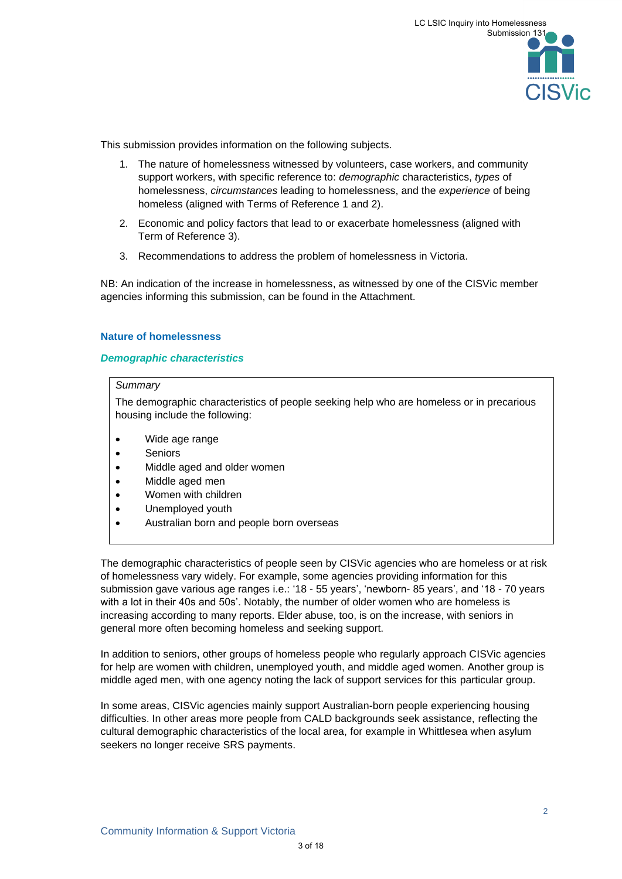This submission provides information on the following subjects.

1. The nature of homelessness witnessed by volunteers, case workers, and community support workers, with specific reference to: *demographic* characteristics, *types* of homelessness, *circumstances* leading to homelessness, and the *experience* of being homeless (aligned with Terms of Reference 1 and 2).
2. Economic and policy factors that lead to or exacerbate homelessness (aligned with Term of Reference 3).
3. Recommendations to address the problem of homelessness in Victoria.

NB: An indication of the increase in homelessness, as witnessed by one of the CISVic member agencies informing this submission, can be found in the Attachment.

## Nature of homelessness

### *Demographic characteristics*

*Summary*

The demographic characteristics of people seeking help who are homeless or in precarious housing include the following:

- Wide age range
- Seniors
- Middle aged and older women
- Middle aged men
- Women with children
- Unemployed youth
- Australian born and people born overseas

The demographic characteristics of people seen by CISVic agencies who are homeless or at risk of homelessness vary widely. For example, some agencies providing information for this submission gave various age ranges i.e.: '18 - 55 years', 'newborn- 85 years', and '18 - 70 years with a lot in their 40s and 50s'. Notably, the number of older women who are homeless is increasing according to many reports. Elder abuse, too, is on the increase, with seniors in general more often becoming homeless and seeking support.

In addition to seniors, other groups of homeless people who regularly approach CISVic agencies for help are women with children, unemployed youth, and middle aged women. Another group is middle aged men, with one agency noting the lack of support services for this particular group.

In some areas, CISVic agencies mainly support Australian-born people experiencing housing difficulties. In other areas more people from CALD backgrounds seek assistance, reflecting the cultural demographic characteristics of the local area, for example in Whittlesea when asylum seekers no longer receive SRS payments.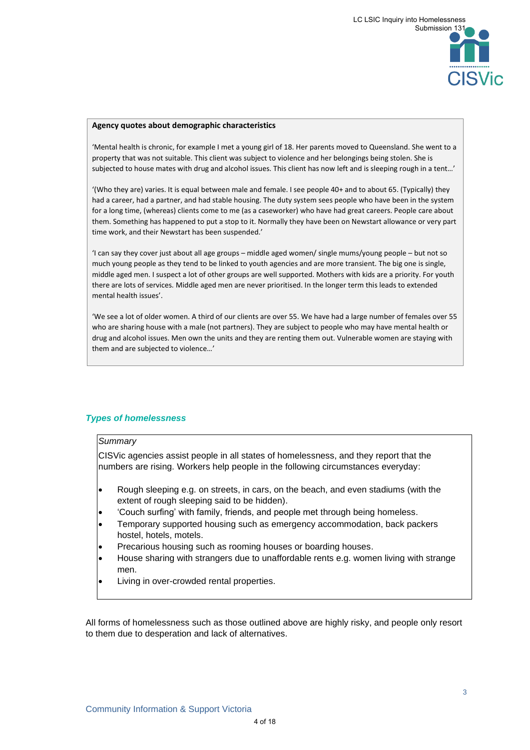**Agency quotes about demographic characteristics**

'Mental health is chronic, for example I met a young girl of 18. Her parents moved to Queensland. She went to a property that was not suitable. This client was subject to violence and her belongings being stolen. She is subjected to house mates with drug and alcohol issues. This client has now left and is sleeping rough in a tent…'

'(Who they are) varies. It is equal between male and female. I see people 40+ and to about 65. (Typically) they had a career, had a partner, and had stable housing. The duty system sees people who have been in the system for a long time, (whereas) clients come to me (as a caseworker) who have had great careers. People care about them. Something has happened to put a stop to it. Normally they have been on Newstart allowance or very part time work, and their Newstart has been suspended.'

'I can say they cover just about all age groups – middle aged women/ single mums/young people – but not so much young people as they tend to be linked to youth agencies and are more transient. The big one is single, middle aged men. I suspect a lot of other groups are well supported. Mothers with kids are a priority. For youth there are lots of services. Middle aged men are never prioritised. In the longer term this leads to extended mental health issues'.

'We see a lot of older women. A third of our clients are over 55. We have had a large number of females over 55 who are sharing house with a male (not partners). They are subject to people who may have mental health or drug and alcohol issues. Men own the units and they are renting them out. Vulnerable women are staying with them and are subjected to violence…'

### *Types of homelessness*

*Summary*

CISVic agencies assist people in all states of homelessness, and they report that the numbers are rising. Workers help people in the following circumstances everyday:

- Rough sleeping e.g. on streets, in cars, on the beach, and even stadiums (with the extent of rough sleeping said to be hidden).
- 'Couch surfing' with family, friends, and people met through being homeless.
- Temporary supported housing such as emergency accommodation, back packers hostel, hotels, motels.
- Precarious housing such as rooming houses or boarding houses.
- House sharing with strangers due to unaffordable rents e.g. women living with strange men.
- Living in over-crowded rental properties.

All forms of homelessness such as those outlined above are highly risky, and people only resort to them due to desperation and lack of alternatives.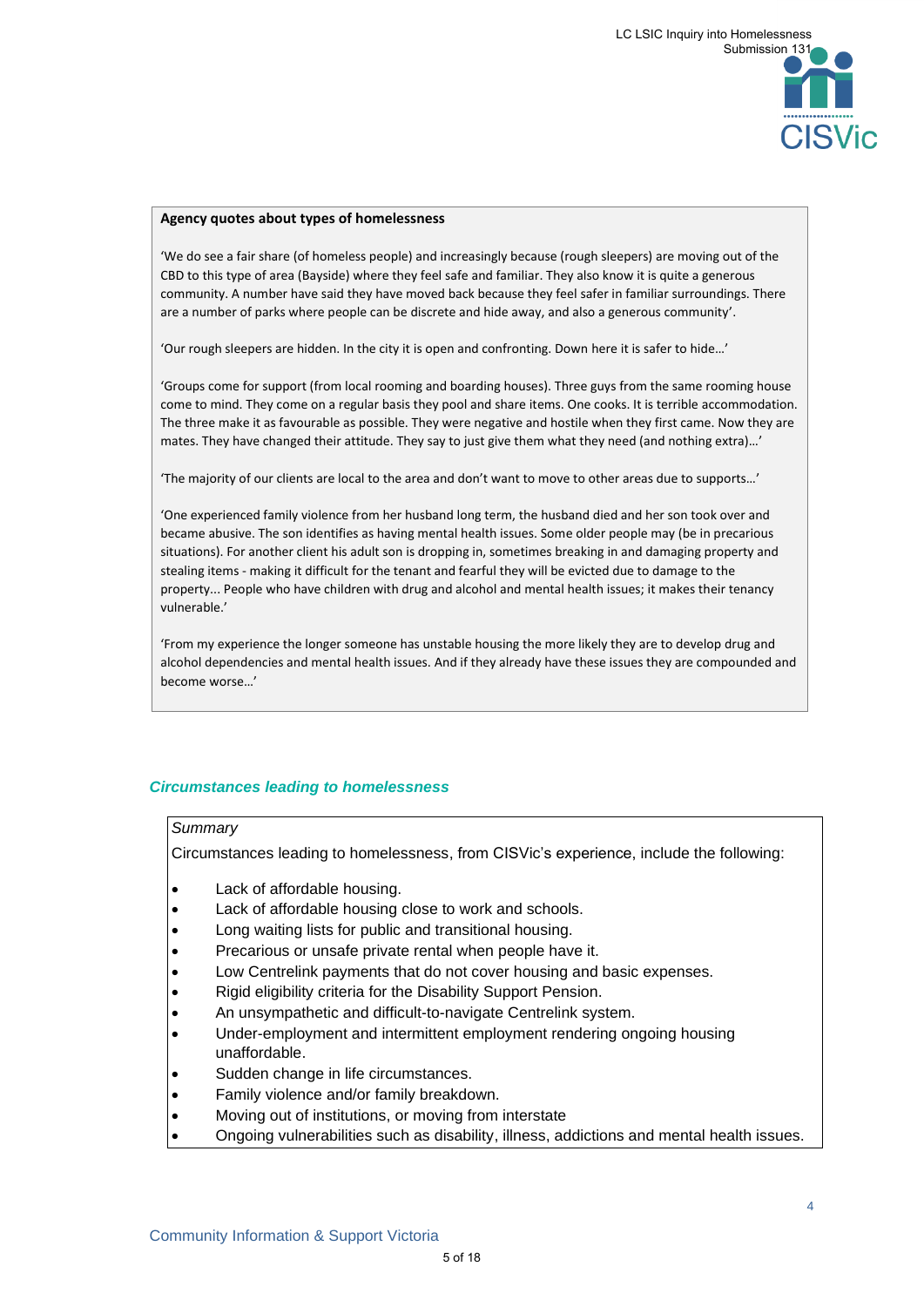**Agency quotes about types of homelessness**

'We do see a fair share (of homeless people) and increasingly because (rough sleepers) are moving out of the CBD to this type of area (Bayside) where they feel safe and familiar. They also know it is quite a generous community. A number have said they have moved back because they feel safer in familiar surroundings. There are a number of parks where people can be discrete and hide away, and also a generous community'.

'Our rough sleepers are hidden. In the city it is open and confronting. Down here it is safer to hide…'

'Groups come for support (from local rooming and boarding houses). Three guys from the same rooming house come to mind. They come on a regular basis they pool and share items. One cooks. It is terrible accommodation. The three make it as favourable as possible. They were negative and hostile when they first came. Now they are mates. They have changed their attitude. They say to just give them what they need (and nothing extra)…'

'The majority of our clients are local to the area and don't want to move to other areas due to supports…'

'One experienced family violence from her husband long term, the husband died and her son took over and became abusive. The son identifies as having mental health issues. Some older people may (be in precarious situations). For another client his adult son is dropping in, sometimes breaking in and damaging property and stealing items - making it difficult for the tenant and fearful they will be evicted due to damage to the property... People who have children with drug and alcohol and mental health issues; it makes their tenancy vulnerable.'

'From my experience the longer someone has unstable housing the more likely they are to develop drug and alcohol dependencies and mental health issues. And if they already have these issues they are compounded and become worse…'

### *Circumstances leading to homelessness*

*Summary*

Circumstances leading to homelessness, from CISVic's experience, include the following:

- Lack of affordable housing.
- Lack of affordable housing close to work and schools.
- Long waiting lists for public and transitional housing.
- Precarious or unsafe private rental when people have it.
- Low Centrelink payments that do not cover housing and basic expenses.
- Rigid eligibility criteria for the Disability Support Pension.
- An unsympathetic and difficult-to-navigate Centrelink system.
- Under-employment and intermittent employment rendering ongoing housing unaffordable.
- Sudden change in life circumstances.
- Family violence and/or family breakdown.
- Moving out of institutions, or moving from interstate
- Ongoing vulnerabilities such as disability, illness, addictions and mental health issues.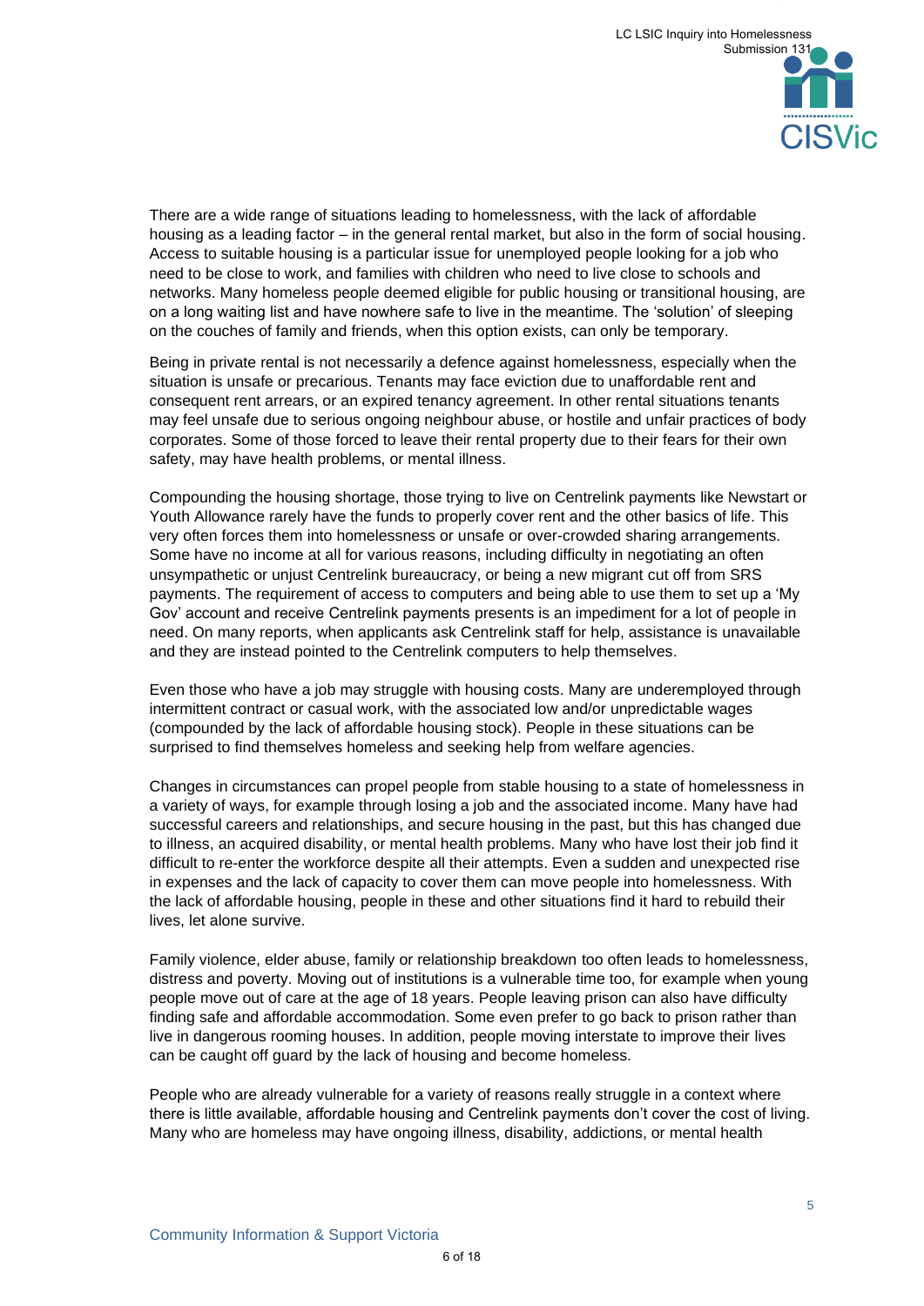There are a wide range of situations leading to homelessness, with the lack of affordable housing as a leading factor – in the general rental market, but also in the form of social housing. Access to suitable housing is a particular issue for unemployed people looking for a job who need to be close to work, and families with children who need to live close to schools and networks. Many homeless people deemed eligible for public housing or transitional housing, are on a long waiting list and have nowhere safe to live in the meantime. The 'solution' of sleeping on the couches of family and friends, when this option exists, can only be temporary.

Being in private rental is not necessarily a defence against homelessness, especially when the situation is unsafe or precarious. Tenants may face eviction due to unaffordable rent and consequent rent arrears, or an expired tenancy agreement. In other rental situations tenants may feel unsafe due to serious ongoing neighbour abuse, or hostile and unfair practices of body corporates. Some of those forced to leave their rental property due to their fears for their own safety, may have health problems, or mental illness.

Compounding the housing shortage, those trying to live on Centrelink payments like Newstart or Youth Allowance rarely have the funds to properly cover rent and the other basics of life. This very often forces them into homelessness or unsafe or over-crowded sharing arrangements. Some have no income at all for various reasons, including difficulty in negotiating an often unsympathetic or unjust Centrelink bureaucracy, or being a new migrant cut off from SRS payments. The requirement of access to computers and being able to use them to set up a 'My Gov' account and receive Centrelink payments presents is an impediment for a lot of people in need. On many reports, when applicants ask Centrelink staff for help, assistance is unavailable and they are instead pointed to the Centrelink computers to help themselves.

Even those who have a job may struggle with housing costs. Many are underemployed through intermittent contract or casual work, with the associated low and/or unpredictable wages (compounded by the lack of affordable housing stock). People in these situations can be surprised to find themselves homeless and seeking help from welfare agencies.

Changes in circumstances can propel people from stable housing to a state of homelessness in a variety of ways, for example through losing a job and the associated income. Many have had successful careers and relationships, and secure housing in the past, but this has changed due to illness, an acquired disability, or mental health problems. Many who have lost their job find it difficult to re-enter the workforce despite all their attempts. Even a sudden and unexpected rise in expenses and the lack of capacity to cover them can move people into homelessness. With the lack of affordable housing, people in these and other situations find it hard to rebuild their lives, let alone survive.

Family violence, elder abuse, family or relationship breakdown too often leads to homelessness, distress and poverty. Moving out of institutions is a vulnerable time too, for example when young people move out of care at the age of 18 years. People leaving prison can also have difficulty finding safe and affordable accommodation. Some even prefer to go back to prison rather than live in dangerous rooming houses. In addition, people moving interstate to improve their lives can be caught off guard by the lack of housing and become homeless.

People who are already vulnerable for a variety of reasons really struggle in a context where there is little available, affordable housing and Centrelink payments don't cover the cost of living. Many who are homeless may have ongoing illness, disability, addictions, or mental health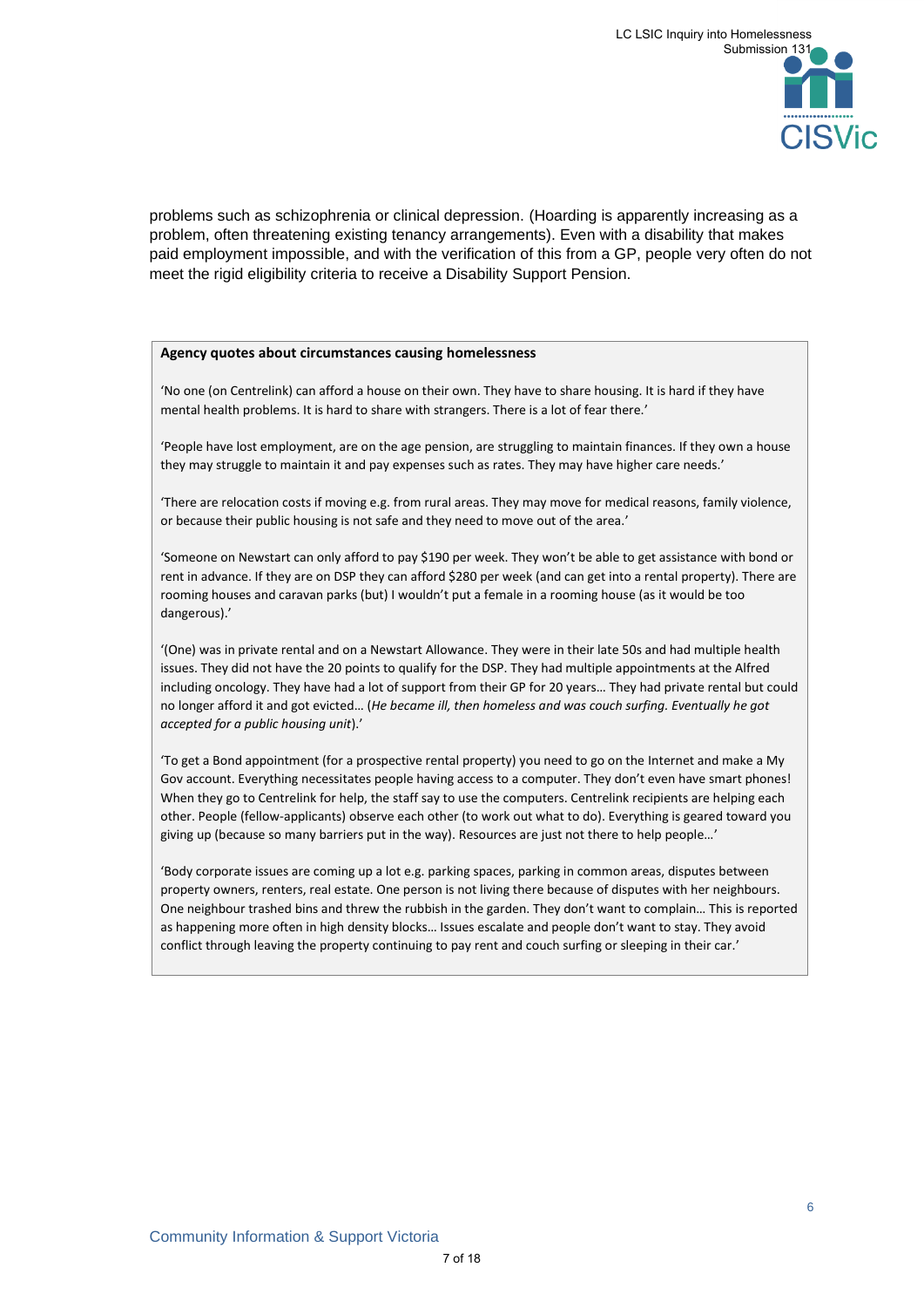problems such as schizophrenia or clinical depression. (Hoarding is apparently increasing as a problem, often threatening existing tenancy arrangements). Even with a disability that makes paid employment impossible, and with the verification of this from a GP, people very often do not meet the rigid eligibility criteria to receive a Disability Support Pension.

**Agency quotes about circumstances causing homelessness**

'No one (on Centrelink) can afford a house on their own. They have to share housing. It is hard if they have mental health problems. It is hard to share with strangers. There is a lot of fear there.'

'People have lost employment, are on the age pension, are struggling to maintain finances. If they own a house they may struggle to maintain it and pay expenses such as rates. They may have higher care needs.'

'There are relocation costs if moving e.g. from rural areas. They may move for medical reasons, family violence, or because their public housing is not safe and they need to move out of the area.'

'Someone on Newstart can only afford to pay $190 per week. They won't be able to get assistance with bond or rent in advance. If they are on DSP they can afford $280 per week (and can get into a rental property). There are rooming houses and caravan parks (but) I wouldn't put a female in a rooming house (as it would be too dangerous).'

'(One) was in private rental and on a Newstart Allowance. They were in their late 50s and had multiple health issues. They did not have the 20 points to qualify for the DSP. They had multiple appointments at the Alfred including oncology. They have had a lot of support from their GP for 20 years… They had private rental but could no longer afford it and got evicted… (*He became ill, then homeless and was couch surfing. Eventually he got accepted for a public housing unit*).'

'To get a Bond appointment (for a prospective rental property) you need to go on the Internet and make a My Gov account. Everything necessitates people having access to a computer. They don't even have smart phones! When they go to Centrelink for help, the staff say to use the computers. Centrelink recipients are helping each other. People (fellow-applicants) observe each other (to work out what to do). Everything is geared toward you giving up (because so many barriers put in the way). Resources are just not there to help people…'

'Body corporate issues are coming up a lot e.g. parking spaces, parking in common areas, disputes between property owners, renters, real estate. One person is not living there because of disputes with her neighbours. One neighbour trashed bins and threw the rubbish in the garden. They don't want to complain… This is reported as happening more often in high density blocks… Issues escalate and people don't want to stay. They avoid conflict through leaving the property continuing to pay rent and couch surfing or sleeping in their car.'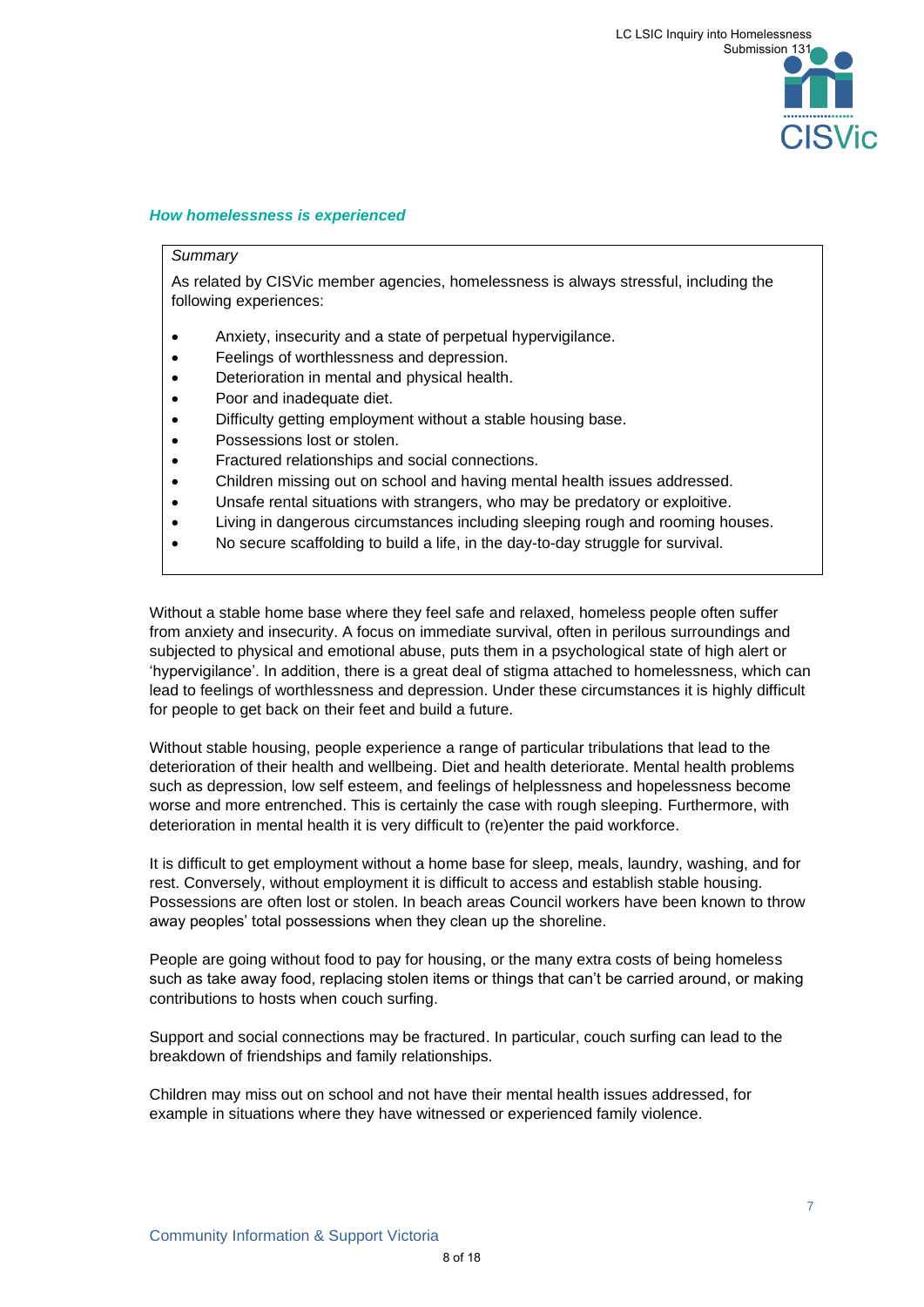### *How homelessness is experienced*

*Summary*

As related by CISVic member agencies, homelessness is always stressful, including the following experiences:

- Anxiety, insecurity and a state of perpetual hypervigilance.
- Feelings of worthlessness and depression.
- Deterioration in mental and physical health.
- Poor and inadequate diet.
- Difficulty getting employment without a stable housing base.
- Possessions lost or stolen.
- Fractured relationships and social connections.
- Children missing out on school and having mental health issues addressed.
- Unsafe rental situations with strangers, who may be predatory or exploitive.
- Living in dangerous circumstances including sleeping rough and rooming houses.
- No secure scaffolding to build a life, in the day-to-day struggle for survival.

Without a stable home base where they feel safe and relaxed, homeless people often suffer from anxiety and insecurity. A focus on immediate survival, often in perilous surroundings and subjected to physical and emotional abuse, puts them in a psychological state of high alert or 'hypervigilance'. In addition, there is a great deal of stigma attached to homelessness, which can lead to feelings of worthlessness and depression. Under these circumstances it is highly difficult for people to get back on their feet and build a future.

Without stable housing, people experience a range of particular tribulations that lead to the deterioration of their health and wellbeing. Diet and health deteriorate. Mental health problems such as depression, low self esteem, and feelings of helplessness and hopelessness become worse and more entrenched. This is certainly the case with rough sleeping. Furthermore, with deterioration in mental health it is very difficult to (re)enter the paid workforce.

It is difficult to get employment without a home base for sleep, meals, laundry, washing, and for rest. Conversely, without employment it is difficult to access and establish stable housing. Possessions are often lost or stolen. In beach areas Council workers have been known to throw away peoples' total possessions when they clean up the shoreline.

People are going without food to pay for housing, or the many extra costs of being homeless such as take away food, replacing stolen items or things that can't be carried around, or making contributions to hosts when couch surfing.

Support and social connections may be fractured. In particular, couch surfing can lead to the breakdown of friendships and family relationships.

Children may miss out on school and not have their mental health issues addressed, for example in situations where they have witnessed or experienced family violence.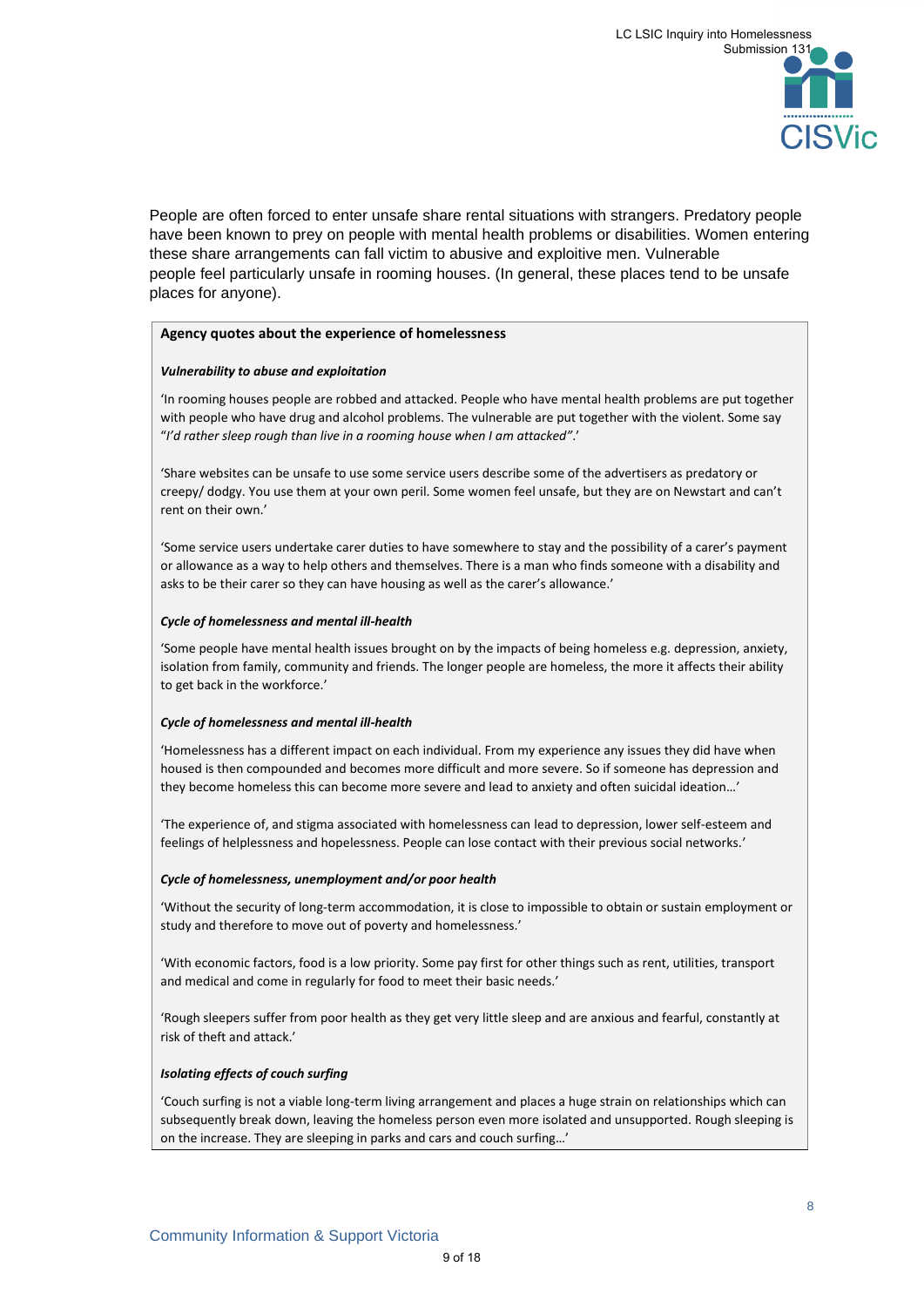People are often forced to enter unsafe share rental situations with strangers. Predatory people have been known to prey on people with mental health problems or disabilities. Women entering these share arrangements can fall victim to abusive and exploitive men. Vulnerable people feel particularly unsafe in rooming houses. (In general, these places tend to be unsafe places for anyone).

**Agency quotes about the experience of homelessness**

***Vulnerability to abuse and exploitation***

'In rooming houses people are robbed and attacked. People who have mental health problems are put together with people who have drug and alcohol problems. The vulnerable are put together with the violent. Some say "*I'd rather sleep rough than live in a rooming house when I am attacked*".'

'Share websites can be unsafe to use some service users describe some of the advertisers as predatory or creepy/ dodgy. You use them at your own peril. Some women feel unsafe, but they are on Newstart and can't rent on their own.'

'Some service users undertake carer duties to have somewhere to stay and the possibility of a carer's payment or allowance as a way to help others and themselves. There is a man who finds someone with a disability and asks to be their carer so they can have housing as well as the carer's allowance.'

***Cycle of homelessness and mental ill-health***

'Some people have mental health issues brought on by the impacts of being homeless e.g. depression, anxiety, isolation from family, community and friends. The longer people are homeless, the more it affects their ability to get back in the workforce.'

***Cycle of homelessness and mental ill-health***

'Homelessness has a different impact on each individual. From my experience any issues they did have when housed is then compounded and becomes more difficult and more severe. So if someone has depression and they become homeless this can become more severe and lead to anxiety and often suicidal ideation…'

'The experience of, and stigma associated with homelessness can lead to depression, lower self-esteem and feelings of helplessness and hopelessness. People can lose contact with their previous social networks.'

***Cycle of homelessness, unemployment and/or poor health***

'Without the security of long-term accommodation, it is close to impossible to obtain or sustain employment or study and therefore to move out of poverty and homelessness.'

'With economic factors, food is a low priority. Some pay first for other things such as rent, utilities, transport and medical and come in regularly for food to meet their basic needs.'

'Rough sleepers suffer from poor health as they get very little sleep and are anxious and fearful, constantly at risk of theft and attack.'

***Isolating effects of couch surfing***

'Couch surfing is not a viable long-term living arrangement and places a huge strain on relationships which can subsequently break down, leaving the homeless person even more isolated and unsupported. Rough sleeping is on the increase. They are sleeping in parks and cars and couch surfing…'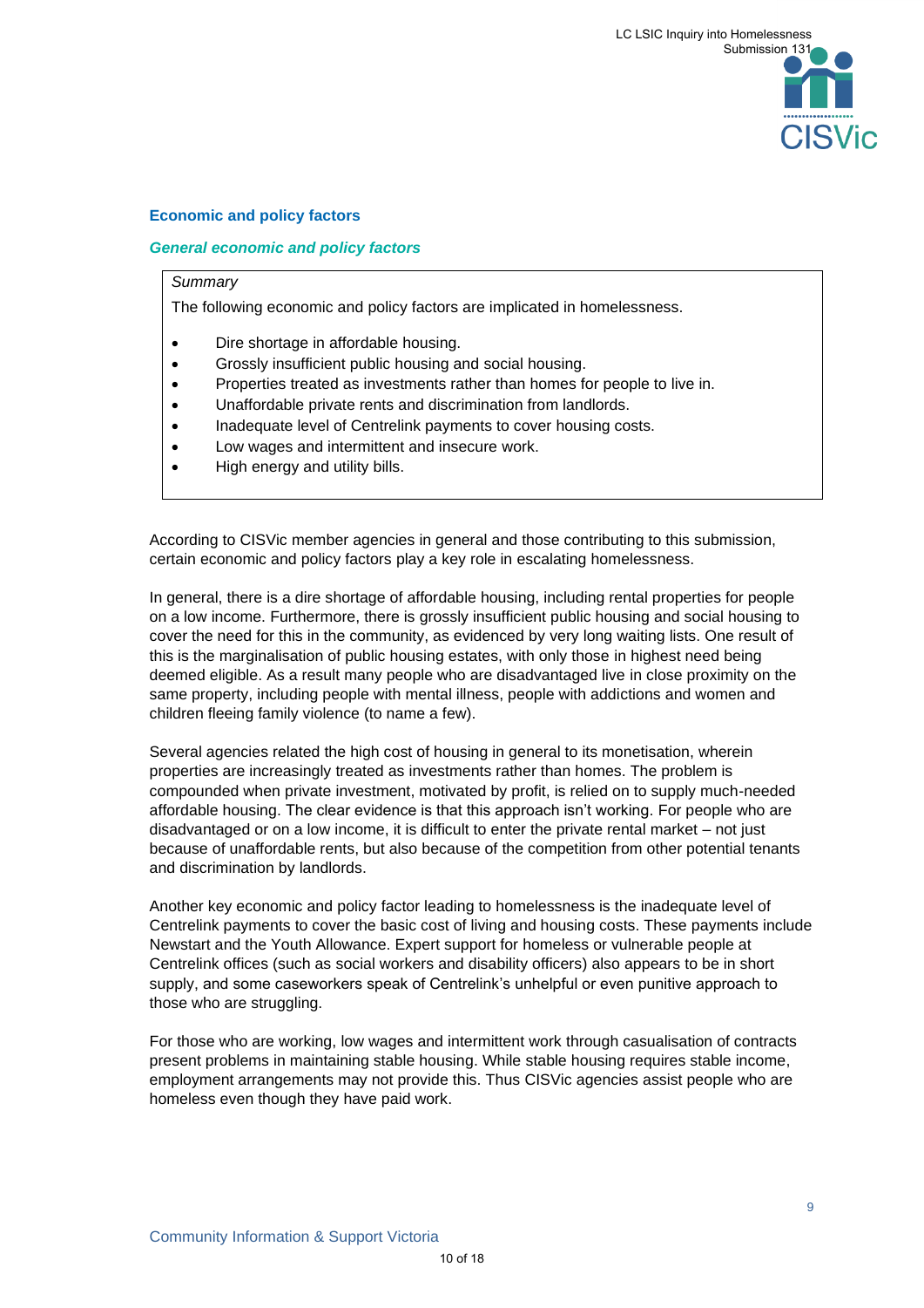## Economic and policy factors

### *General economic and policy factors*

*Summary*

The following economic and policy factors are implicated in homelessness.

- Dire shortage in affordable housing.
- Grossly insufficient public housing and social housing.
- Properties treated as investments rather than homes for people to live in.
- Unaffordable private rents and discrimination from landlords.
- Inadequate level of Centrelink payments to cover housing costs.
- Low wages and intermittent and insecure work.
- High energy and utility bills.

According to CISVic member agencies in general and those contributing to this submission, certain economic and policy factors play a key role in escalating homelessness.

In general, there is a dire shortage of affordable housing, including rental properties for people on a low income. Furthermore, there is grossly insufficient public housing and social housing to cover the need for this in the community, as evidenced by very long waiting lists. One result of this is the marginalisation of public housing estates, with only those in highest need being deemed eligible. As a result many people who are disadvantaged live in close proximity on the same property, including people with mental illness, people with addictions and women and children fleeing family violence (to name a few).

Several agencies related the high cost of housing in general to its monetisation, wherein properties are increasingly treated as investments rather than homes. The problem is compounded when private investment, motivated by profit, is relied on to supply much-needed affordable housing. The clear evidence is that this approach isn't working. For people who are disadvantaged or on a low income, it is difficult to enter the private rental market – not just because of unaffordable rents, but also because of the competition from other potential tenants and discrimination by landlords.

Another key economic and policy factor leading to homelessness is the inadequate level of Centrelink payments to cover the basic cost of living and housing costs. These payments include Newstart and the Youth Allowance. Expert support for homeless or vulnerable people at Centrelink offices (such as social workers and disability officers) also appears to be in short supply, and some caseworkers speak of Centrelink's unhelpful or even punitive approach to those who are struggling.

For those who are working, low wages and intermittent work through casualisation of contracts present problems in maintaining stable housing. While stable housing requires stable income, employment arrangements may not provide this. Thus CISVic agencies assist people who are homeless even though they have paid work.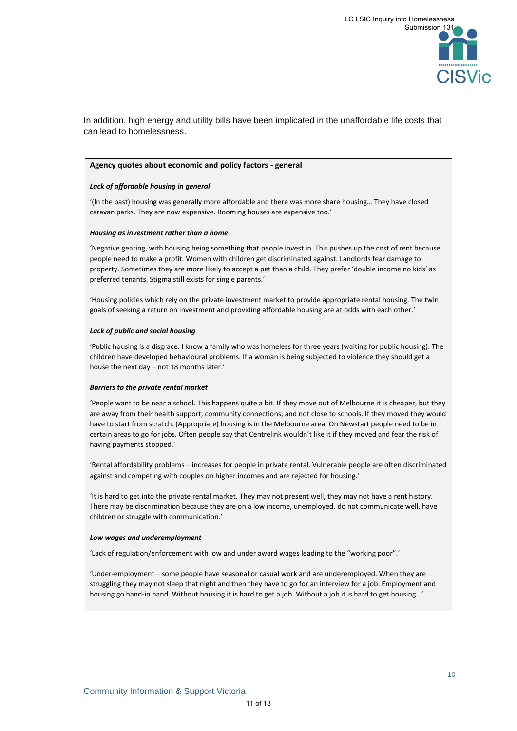In addition, high energy and utility bills have been implicated in the unaffordable life costs that can lead to homelessness.

**Agency quotes about economic and policy factors - general**

***Lack of affordable housing in general***

'(In the past) housing was generally more affordable and there was more share housing… They have closed caravan parks. They are now expensive. Rooming houses are expensive too.'

***Housing as investment rather than a home***

'Negative gearing, with housing being something that people invest in. This pushes up the cost of rent because people need to make a profit. Women with children get discriminated against. Landlords fear damage to property. Sometimes they are more likely to accept a pet than a child. They prefer 'double income no kids' as preferred tenants. Stigma still exists for single parents.'

'Housing policies which rely on the private investment market to provide appropriate rental housing. The twin goals of seeking a return on investment and providing affordable housing are at odds with each other.'

***Lack of public and social housing***

'Public housing is a disgrace. I know a family who was homeless for three years (waiting for public housing). The children have developed behavioural problems. If a woman is being subjected to violence they should get a house the next day – not 18 months later.'

***Barriers to the private rental market***

'People want to be near a school. This happens quite a bit. If they move out of Melbourne it is cheaper, but they are away from their health support, community connections, and not close to schools. If they moved they would have to start from scratch. (Appropriate) housing is in the Melbourne area. On Newstart people need to be in certain areas to go for jobs. Often people say that Centrelink wouldn't like it if they moved and fear the risk of having payments stopped.'

'Rental affordability problems – increases for people in private rental. Vulnerable people are often discriminated against and competing with couples on higher incomes and are rejected for housing.'

'It is hard to get into the private rental market. They may not present well, they may not have a rent history. There may be discrimination because they are on a low income, unemployed, do not communicate well, have children or struggle with communication.'

***Low wages and underemployment***

'Lack of regulation/enforcement with low and under award wages leading to the "working poor".'

'Under-employment – some people have seasonal or casual work and are underemployed. When they are struggling they may not sleep that night and then they have to go for an interview for a job. Employment and housing go hand-in hand. Without housing it is hard to get a job. Without a job it is hard to get housing…'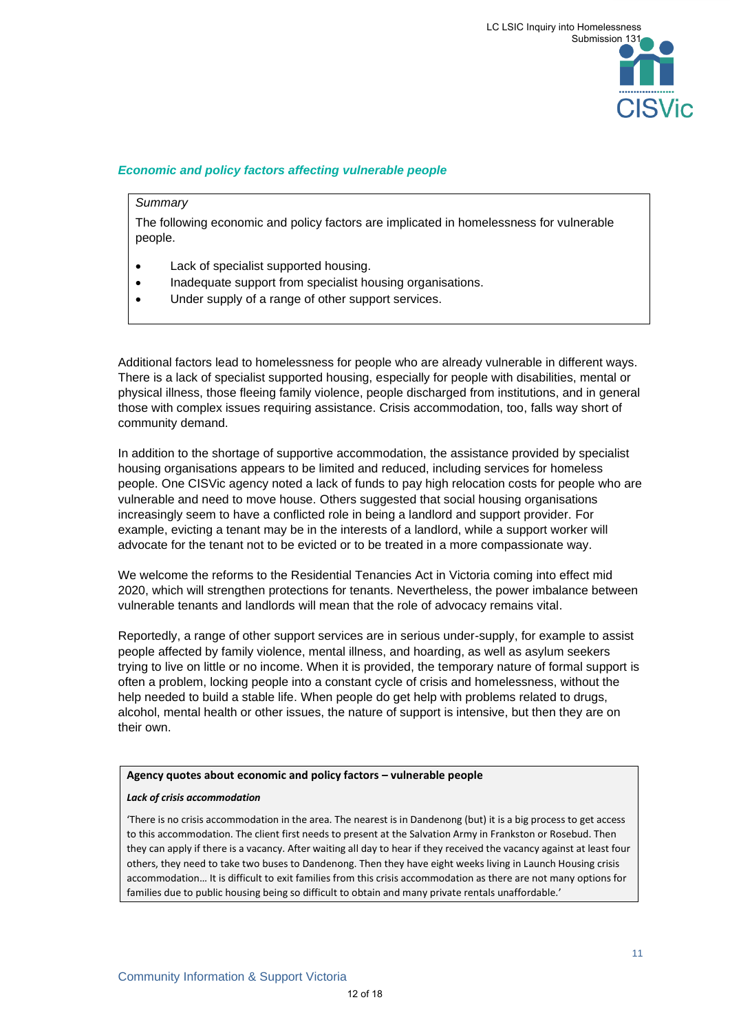### *Economic and policy factors affecting vulnerable people*

> *Summary*
>
> The following economic and policy factors are implicated in homelessness for vulnerable people.
>
> - Lack of specialist supported housing.
> - Inadequate support from specialist housing organisations.
> - Under supply of a range of other support services.

Additional factors lead to homelessness for people who are already vulnerable in different ways. There is a lack of specialist supported housing, especially for people with disabilities, mental or physical illness, those fleeing family violence, people discharged from institutions, and in general those with complex issues requiring assistance. Crisis accommodation, too, falls way short of community demand.

In addition to the shortage of supportive accommodation, the assistance provided by specialist housing organisations appears to be limited and reduced, including services for homeless people. One CISVic agency noted a lack of funds to pay high relocation costs for people who are vulnerable and need to move house. Others suggested that social housing organisations increasingly seem to have a conflicted role in being a landlord and support provider. For example, evicting a tenant may be in the interests of a landlord, while a support worker will advocate for the tenant not to be evicted or to be treated in a more compassionate way.

We welcome the reforms to the Residential Tenancies Act in Victoria coming into effect mid 2020, which will strengthen protections for tenants. Nevertheless, the power imbalance between vulnerable tenants and landlords will mean that the role of advocacy remains vital.

Reportedly, a range of other support services are in serious under-supply, for example to assist people affected by family violence, mental illness, and hoarding, as well as asylum seekers trying to live on little or no income. When it is provided, the temporary nature of formal support is often a problem, locking people into a constant cycle of crisis and homelessness, without the help needed to build a stable life. When people do get help with problems related to drugs, alcohol, mental health or other issues, the nature of support is intensive, but then they are on their own.

> **Agency quotes about economic and policy factors – vulnerable people**
>
> ***Lack of crisis accommodation***
>
> 'There is no crisis accommodation in the area. The nearest is in Dandenong (but) it is a big process to get access to this accommodation. The client first needs to present at the Salvation Army in Frankston or Rosebud. Then they can apply if there is a vacancy. After waiting all day to hear if they received the vacancy against at least four others, they need to take two buses to Dandenong. Then they have eight weeks living in Launch Housing crisis accommodation… It is difficult to exit families from this crisis accommodation as there are not many options for families due to public housing being so difficult to obtain and many private rentals unaffordable.'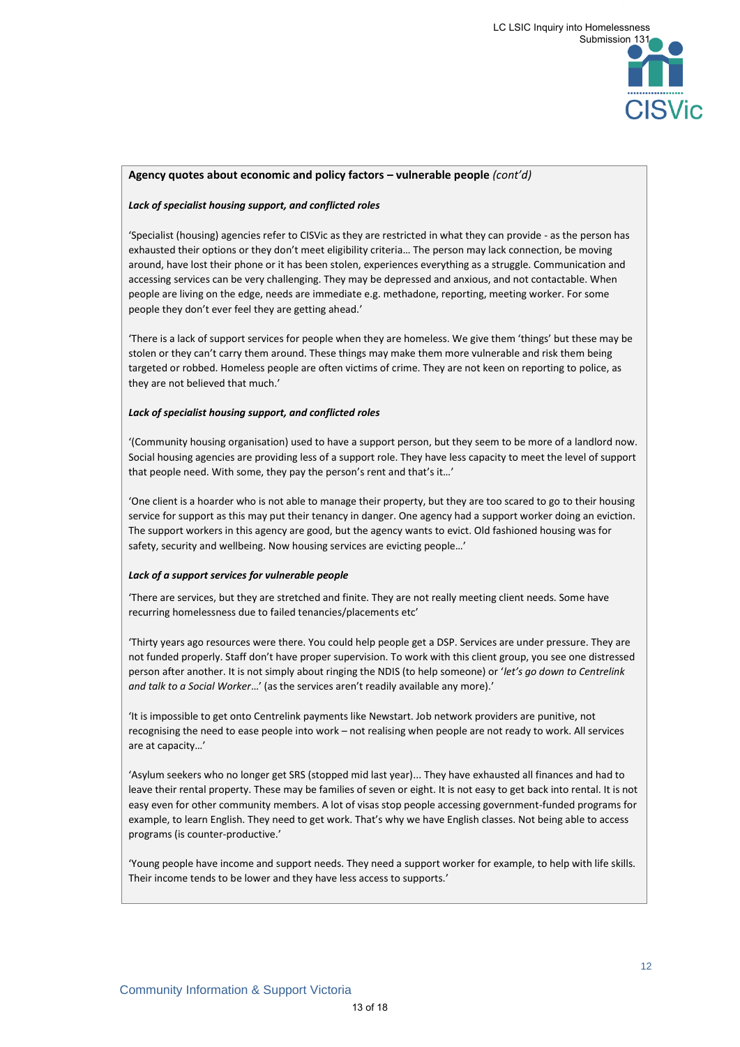**Agency quotes about economic and policy factors – vulnerable people** *(cont'd)*

***Lack of specialist housing support, and conflicted roles***

'Specialist (housing) agencies refer to CISVic as they are restricted in what they can provide - as the person has exhausted their options or they don't meet eligibility criteria… The person may lack connection, be moving around, have lost their phone or it has been stolen, experiences everything as a struggle. Communication and accessing services can be very challenging. They may be depressed and anxious, and not contactable. When people are living on the edge, needs are immediate e.g. methadone, reporting, meeting worker. For some people they don't ever feel they are getting ahead.'

'There is a lack of support services for people when they are homeless. We give them 'things' but these may be stolen or they can't carry them around. These things may make them more vulnerable and risk them being targeted or robbed. Homeless people are often victims of crime. They are not keen on reporting to police, as they are not believed that much.'

***Lack of specialist housing support, and conflicted roles***

'(Community housing organisation) used to have a support person, but they seem to be more of a landlord now. Social housing agencies are providing less of a support role. They have less capacity to meet the level of support that people need. With some, they pay the person's rent and that's it…'

'One client is a hoarder who is not able to manage their property, but they are too scared to go to their housing service for support as this may put their tenancy in danger. One agency had a support worker doing an eviction. The support workers in this agency are good, but the agency wants to evict. Old fashioned housing was for safety, security and wellbeing. Now housing services are evicting people…'

***Lack of a support services for vulnerable people***

'There are services, but they are stretched and finite. They are not really meeting client needs. Some have recurring homelessness due to failed tenancies/placements etc'

'Thirty years ago resources were there. You could help people get a DSP. Services are under pressure. They are not funded properly. Staff don't have proper supervision. To work with this client group, you see one distressed person after another. It is not simply about ringing the NDIS (to help someone) or '*let's go down to Centrelink and talk to a Social Worker*…' (as the services aren't readily available any more).'

'It is impossible to get onto Centrelink payments like Newstart. Job network providers are punitive, not recognising the need to ease people into work – not realising when people are not ready to work. All services are at capacity…'

'Asylum seekers who no longer get SRS (stopped mid last year)... They have exhausted all finances and had to leave their rental property. These may be families of seven or eight. It is not easy to get back into rental. It is not easy even for other community members. A lot of visas stop people accessing government-funded programs for example, to learn English. They need to get work. That's why we have English classes. Not being able to access programs (is counter-productive.'

'Young people have income and support needs. They need a support worker for example, to help with life skills. Their income tends to be lower and they have less access to supports.'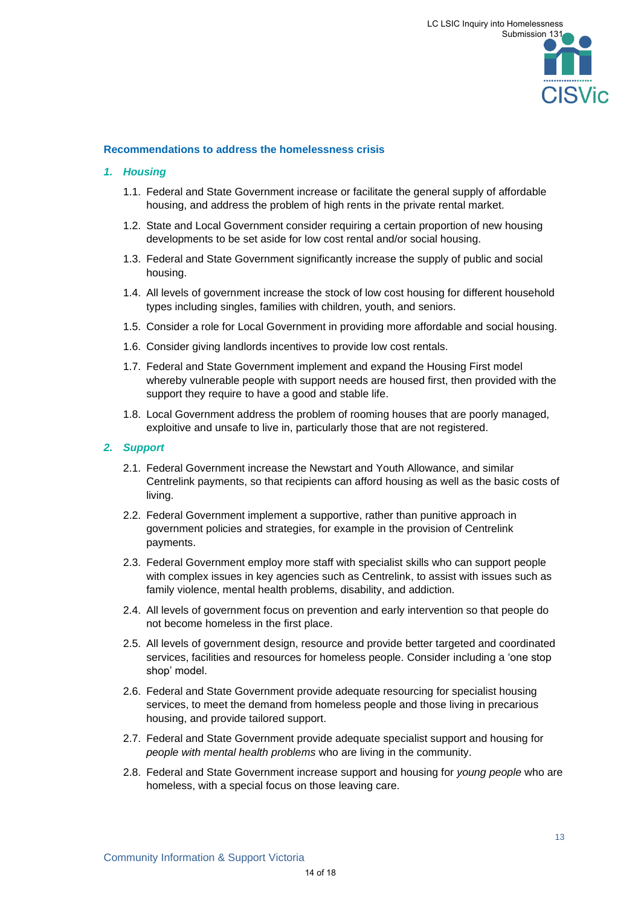### Recommendations to address the homelessness crisis

#### *1. Housing*

1.1. Federal and State Government increase or facilitate the general supply of affordable housing, and address the problem of high rents in the private rental market.

1.2. State and Local Government consider requiring a certain proportion of new housing developments to be set aside for low cost rental and/or social housing.

1.3. Federal and State Government significantly increase the supply of public and social housing.

1.4. All levels of government increase the stock of low cost housing for different household types including singles, families with children, youth, and seniors.

1.5. Consider a role for Local Government in providing more affordable and social housing.

1.6. Consider giving landlords incentives to provide low cost rentals.

1.7. Federal and State Government implement and expand the Housing First model whereby vulnerable people with support needs are housed first, then provided with the support they require to have a good and stable life.

1.8. Local Government address the problem of rooming houses that are poorly managed, exploitive and unsafe to live in, particularly those that are not registered.

#### *2. Support*

2.1. Federal Government increase the Newstart and Youth Allowance, and similar Centrelink payments, so that recipients can afford housing as well as the basic costs of living.

2.2. Federal Government implement a supportive, rather than punitive approach in government policies and strategies, for example in the provision of Centrelink payments.

2.3. Federal Government employ more staff with specialist skills who can support people with complex issues in key agencies such as Centrelink, to assist with issues such as family violence, mental health problems, disability, and addiction.

2.4. All levels of government focus on prevention and early intervention so that people do not become homeless in the first place.

2.5. All levels of government design, resource and provide better targeted and coordinated services, facilities and resources for homeless people. Consider including a 'one stop shop' model.

2.6. Federal and State Government provide adequate resourcing for specialist housing services, to meet the demand from homeless people and those living in precarious housing, and provide tailored support.

2.7. Federal and State Government provide adequate specialist support and housing for *people with mental health problems* who are living in the community.

2.8. Federal and State Government increase support and housing for *young people* who are homeless, with a special focus on those leaving care.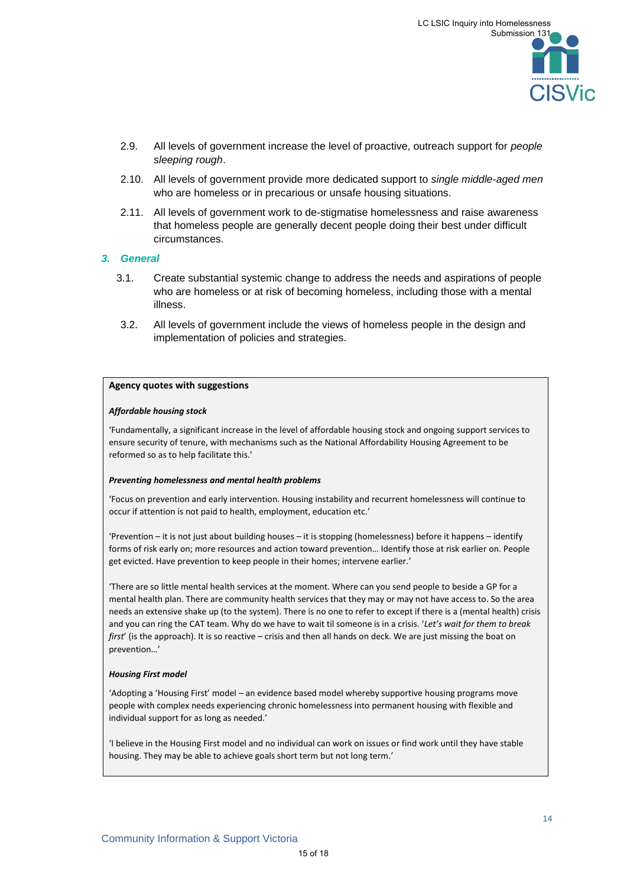2.9. All levels of government increase the level of proactive, outreach support for *people sleeping rough*.

2.10. All levels of government provide more dedicated support to *single middle-aged men* who are homeless or in precarious or unsafe housing situations.

2.11. All levels of government work to de-stigmatise homelessness and raise awareness that homeless people are generally decent people doing their best under difficult circumstances.

### 3. General

3.1. Create substantial systemic change to address the needs and aspirations of people who are homeless or at risk of becoming homeless, including those with a mental illness.

3.2. All levels of government include the views of homeless people in the design and implementation of policies and strategies.

**Agency quotes with suggestions**

***Affordable housing stock***

'Fundamentally, a significant increase in the level of affordable housing stock and ongoing support services to ensure security of tenure, with mechanisms such as the National Affordability Housing Agreement to be reformed so as to help facilitate this.'

***Preventing homelessness and mental health problems***

'Focus on prevention and early intervention. Housing instability and recurrent homelessness will continue to occur if attention is not paid to health, employment, education etc.'

'Prevention – it is not just about building houses – it is stopping (homelessness) before it happens – identify forms of risk early on; more resources and action toward prevention… Identify those at risk earlier on. People get evicted. Have prevention to keep people in their homes; intervene earlier.'

'There are so little mental health services at the moment. Where can you send people to beside a GP for a mental health plan. There are community health services that they may or may not have access to. So the area needs an extensive shake up (to the system). There is no one to refer to except if there is a (mental health) crisis and you can ring the CAT team. Why do we have to wait til someone is in a crisis. '*Let's wait for them to break first*' (is the approach). It is so reactive – crisis and then all hands on deck. We are just missing the boat on prevention…'

***Housing First model***

'Adopting a 'Housing First' model – an evidence based model whereby supportive housing programs move people with complex needs experiencing chronic homelessness into permanent housing with flexible and individual support for as long as needed.'

'I believe in the Housing First model and no individual can work on issues or find work until they have stable housing. They may be able to achieve goals short term but not long term.'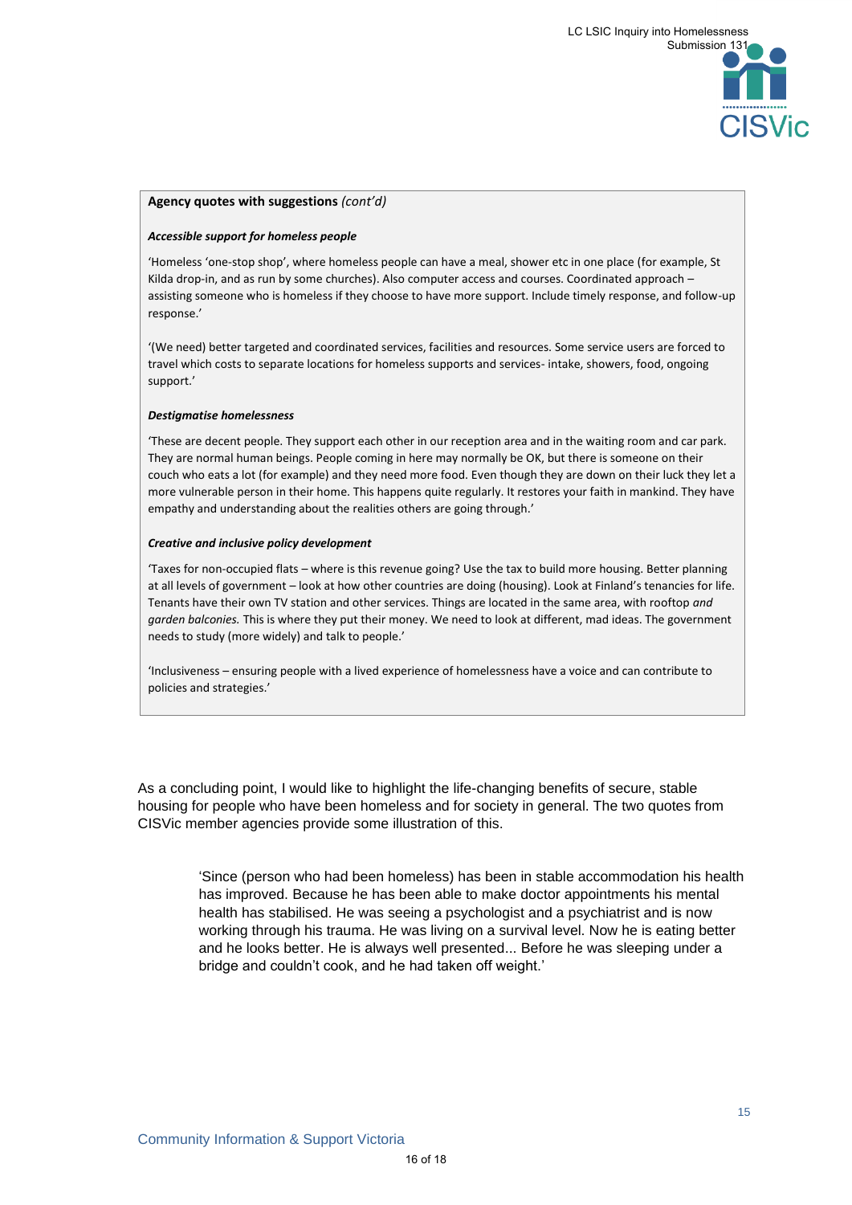**Agency quotes with suggestions** *(cont'd)*

***Accessible support for homeless people***

'Homeless 'one-stop shop', where homeless people can have a meal, shower etc in one place (for example, St Kilda drop-in, and as run by some churches). Also computer access and courses. Coordinated approach – assisting someone who is homeless if they choose to have more support. Include timely response, and follow-up response.'

'(We need) better targeted and coordinated services, facilities and resources. Some service users are forced to travel which costs to separate locations for homeless supports and services- intake, showers, food, ongoing support.'

***Destigmatise homelessness***

'These are decent people. They support each other in our reception area and in the waiting room and car park. They are normal human beings. People coming in here may normally be OK, but there is someone on their couch who eats a lot (for example) and they need more food. Even though they are down on their luck they let a more vulnerable person in their home. This happens quite regularly. It restores your faith in mankind. They have empathy and understanding about the realities others are going through.'

***Creative and inclusive policy development***

'Taxes for non-occupied flats – where is this revenue going? Use the tax to build more housing. Better planning at all levels of government – look at how other countries are doing (housing). Look at Finland's tenancies for life. Tenants have their own TV station and other services. Things are located in the same area, with rooftop *and garden balconies.* This is where they put their money. We need to look at different, mad ideas. The government needs to study (more widely) and talk to people.'

'Inclusiveness – ensuring people with a lived experience of homelessness have a voice and can contribute to policies and strategies.'

As a concluding point, I would like to highlight the life-changing benefits of secure, stable housing for people who have been homeless and for society in general. The two quotes from CISVic member agencies provide some illustration of this.

> 'Since (person who had been homeless) has been in stable accommodation his health has improved. Because he has been able to make doctor appointments his mental health has stabilised. He was seeing a psychologist and a psychiatrist and is now working through his trauma. He was living on a survival level. Now he is eating better and he looks better. He is always well presented... Before he was sleeping under a bridge and couldn't cook, and he had taken off weight.'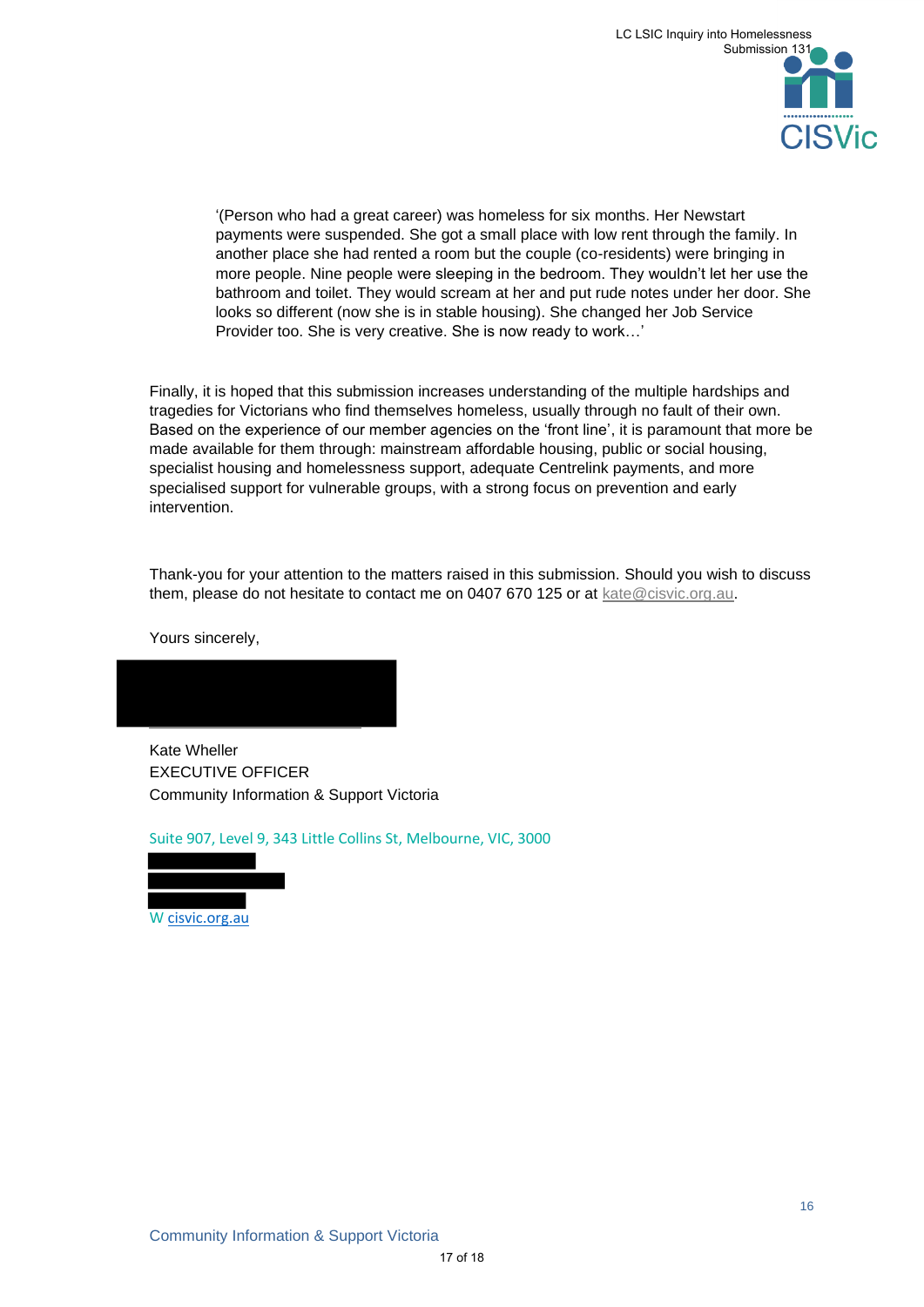> '(Person who had a great career) was homeless for six months. Her Newstart payments were suspended. She got a small place with low rent through the family. In another place she had rented a room but the couple (co-residents) were bringing in more people. Nine people were sleeping in the bedroom. They wouldn't let her use the bathroom and toilet. They would scream at her and put rude notes under her door. She looks so different (now she is in stable housing). She changed her Job Service Provider too. She is very creative. She is now ready to work…'

Finally, it is hoped that this submission increases understanding of the multiple hardships and tragedies for Victorians who find themselves homeless, usually through no fault of their own. Based on the experience of our member agencies on the 'front line', it is paramount that more be made available for them through: mainstream affordable housing, public or social housing, specialist housing and homelessness support, adequate Centrelink payments, and more specialised support for vulnerable groups, with a strong focus on prevention and early intervention.

Thank-you for your attention to the matters raised in this submission. Should you wish to discuss them, please do not hesitate to contact me on 0407 670 125 or at kate@cisvic.org.au.

Yours sincerely,

Kate Wheller
EXECUTIVE OFFICER
Community Information & Support Victoria

Suite 907, Level 9, 343 Little Collins St, Melbourne, VIC, 3000

W cisvic.org.au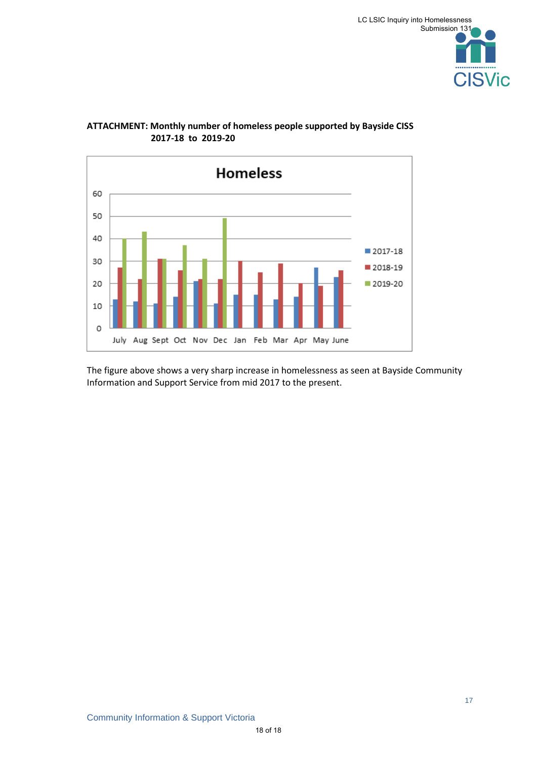**ATTACHMENT: Monthly number of homeless people supported by Bayside CISS 2017-18 to 2019-20**

Homeless

60
50
40
30
20
10
0

July Aug Sept Oct Nov Dec Jan Feb Mar Apr May June

2017-18
2018-19
2019-20

The figure above shows a very sharp increase in homelessness as seen at Bayside Community Information and Support Service from mid 2017 to the present.